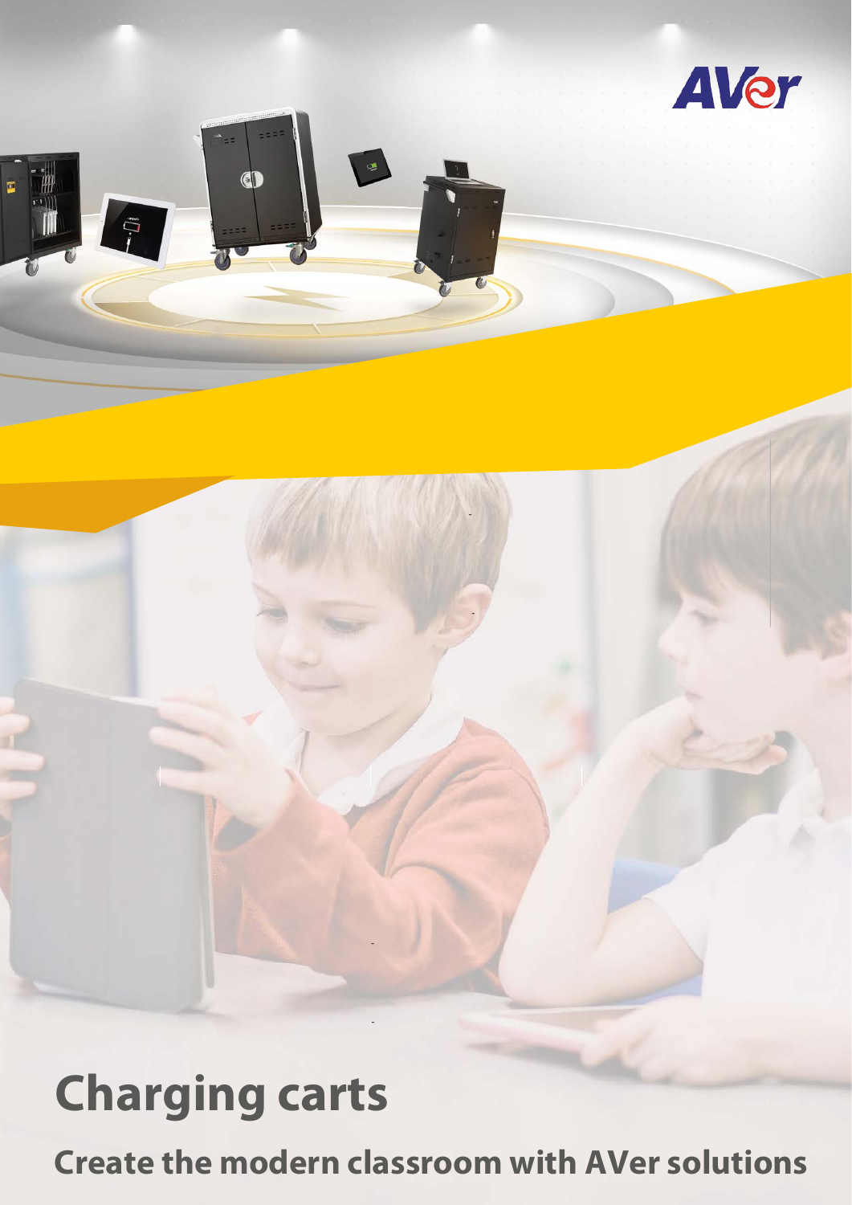# Charging carts

## Create the modern classroom with AVer solutions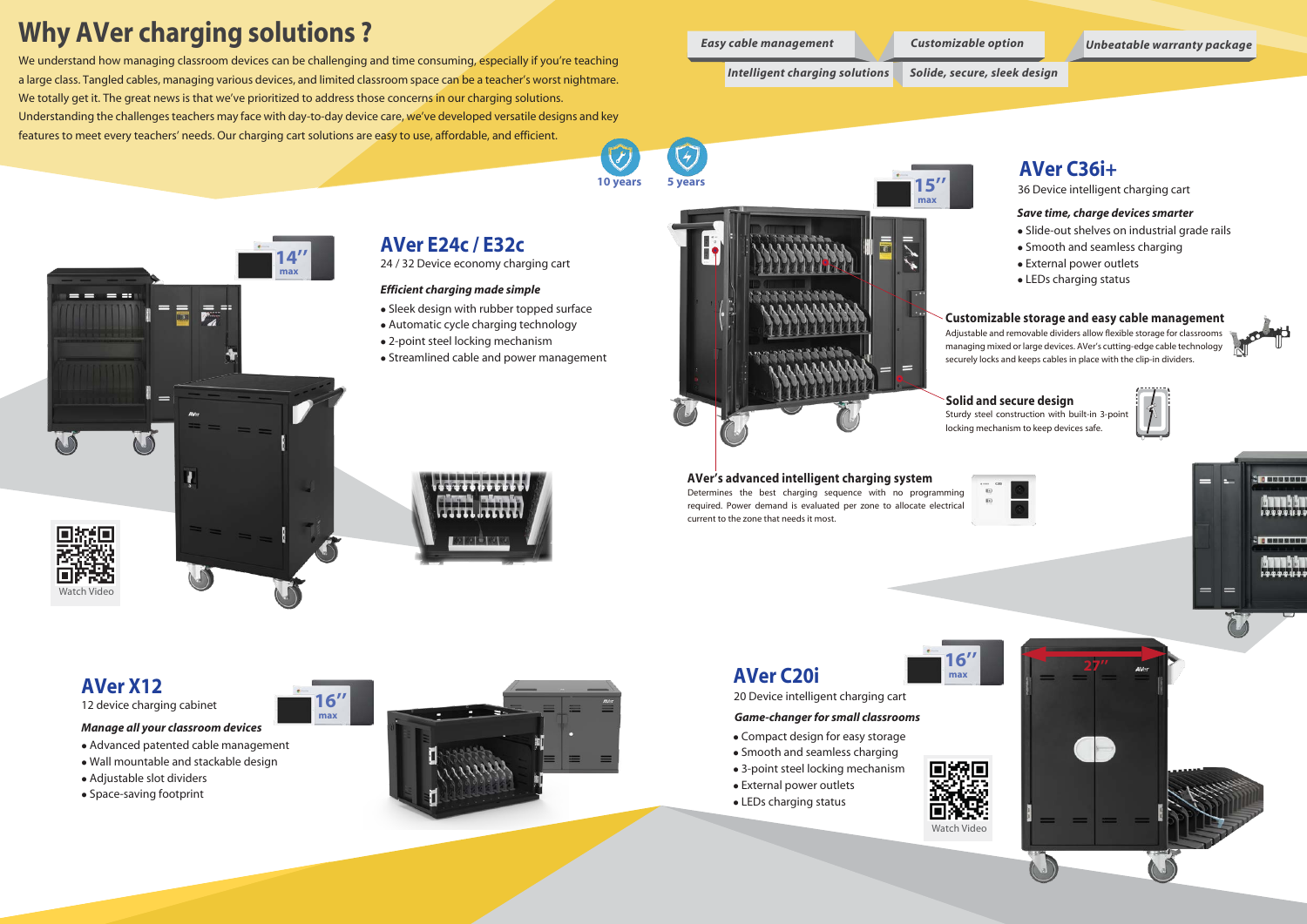# Why AVer charging solutions ?

We understand how managing classroom devices can be challenging and time consuming, especially if you're teaching a large class. Tangled cables, managing various devices, and limited classroom space can be a teacher's worst nightmare. We totally get it. The great news is that we've prioritized to address those concerns in our charging solutions. Understanding the challenges teachers may face with day-to-day device care, we've developed versatile designs and key features to meet every teachers' needs. Our charging cart solutions are easy to use, affordable, and efficient.

*Easy cable management* | *Customizable option* | *Unbeatable warranty package* | *Intelligent charging solutions* | *Solide, secure, sleek design*

10 years | 5 years

## AVer E24c / E32c

24 / 32 Device economy charging cart

14" max

***Efficient charging made simple***

- Sleek design with rubber topped surface
- Automatic cycle charging technology
- 2-point steel locking mechanism
- Streamlined cable and power management

Watch Video

## AVer C36i+

36 Device intelligent charging cart

15" max

***Save time, charge devices smarter***

- Slide-out shelves on industrial grade rails
- Smooth and seamless charging
- External power outlets
- LEDs charging status

### Customizable storage and easy cable management

Adjustable and removable dividers allow flexible storage for classrooms managing mixed or large devices. AVer's cutting-edge cable technology securely locks and keeps cables in place with the clip-in dividers.

### Solid and secure design

Sturdy steel construction with built-in 3-point locking mechanism to keep devices safe.

### AVer's advanced intelligent charging system

Determines the best charging sequence with no programming required. Power demand is evaluated per zone to allocate electrical current to the zone that needs it most.

## AVer X12

12 device charging cabinet

16" max

***Manage all your classroom devices***

- Advanced patented cable management
- Wall mountable and stackable design
- Adjustable slot dividers
- Space-saving footprint

## AVer C20i

20 Device intelligent charging cart

16" max

***Game-changer for small classrooms***

- Compact design for easy storage
- Smooth and seamless charging
- 3-point steel locking mechanism
- External power outlets
- LEDs charging status

Watch Video

27"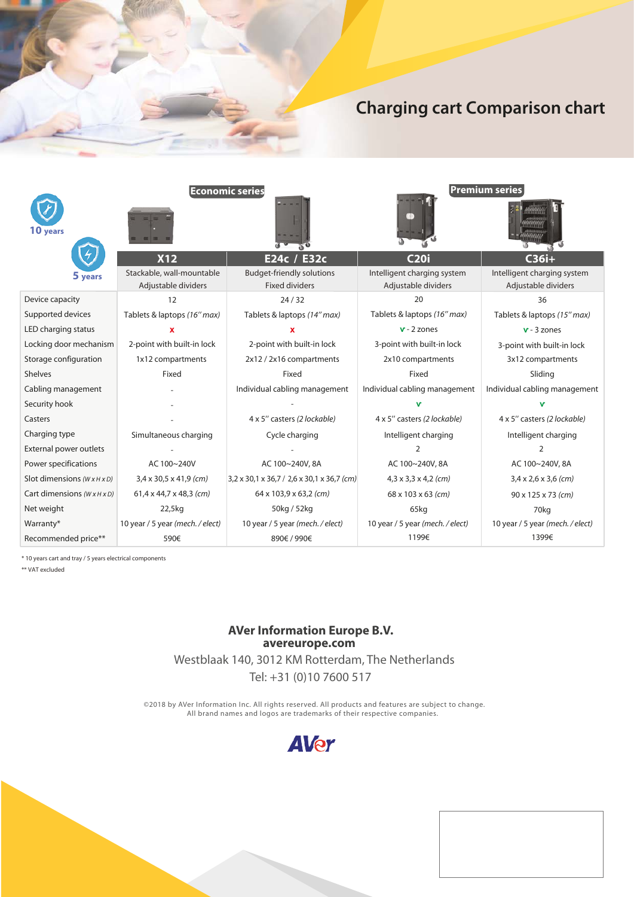# Charging cart Comparison chart

10 years

5 years

| | Economic series | | Premium series | |
|---|---|---|---|---|
| | **X12** | **E24c / E32c** | **C20i** | **C36i+** |
| | Stackable, wall-mountable Adjustable dividers | Budget-friendly solutions Fixed dividers | Intelligent charging system Adjustable dividers | Intelligent charging system Adjustable dividers |
| Device capacity | 12 | 24 / 32 | 20 | 36 |
| Supported devices | Tablets & laptops *(16" max)* | Tablets & laptops *(14" max)* | Tablets & laptops *(16" max)* | Tablets & laptops *(15" max)* |
| LED charging status | x | x | v - 2 zones | v - 3 zones |
| Locking door mechanism | 2-point with built-in lock | 2-point with built-in lock | 3-point with built-in lock | 3-point with built-in lock |
| Storage configuration | 1x12 compartments | 2x12 / 2x16 compartments | 2x10 compartments | 3x12 compartments |
| Shelves | Fixed | Fixed | Fixed | Sliding |
| Cabling management | - | Individual cabling management | Individual cabling management | Individual cabling management |
| Security hook | - | - | v | v |
| Casters | - | 4 x 5" casters *(2 lockable)* | 4 x 5" casters *(2 lockable)* | 4 x 5" casters *(2 lockable)* |
| Charging type | Simultaneous charging | Cycle charging | Intelligent charging | Intelligent charging |
| External power outlets | - | - | 2 | 2 |
| Power specifications | AC 100~240V | AC 100~240V, 8A | AC 100~240V, 8A | AC 100~240V, 8A |
| Slot dimensions *(W x H x D)* | 3,4 x 30,5 x 41,9 *(cm)* | 3,2 x 30,1 x 36,7 / 2,6 x 30,1 x 36,7 *(cm)* | 4,3 x 3,3 x 4,2 *(cm)* | 3,4 x 2,6 x 3,6 *(cm)* |
| Cart dimensions *(W x H x D)* | 61,4 x 44,7 x 48,3 *(cm)* | 64 x 103,9 x 63,2 *(cm)* | 68 x 103 x 63 *(cm)* | 90 x 125 x 73 *(cm)* |
| Net weight | 22,5kg | 50kg / 52kg | 65kg | 70kg |
| Warranty* | 10 year / 5 year *(mech. / elect)* | 10 year / 5 year *(mech. / elect)* | 10 year / 5 year *(mech. / elect)* | 10 year / 5 year *(mech. / elect)* |
| Recommended price** | 590€ | 890€ / 990€ | 1199€ | 1399€ |

\* 10 years cart and tray / 5 years electrical components

\*\* VAT excluded

**AVer Information Europe B.V.**
**avereurope.com**

Westblaak 140, 3012 KM Rotterdam, The Netherlands

Tel: +31 (0)10 7600 517

©2018 by AVer Information Inc. All rights reserved. All products and features are subject to change.
All brand names and logos are trademarks of their respective companies.

AVer